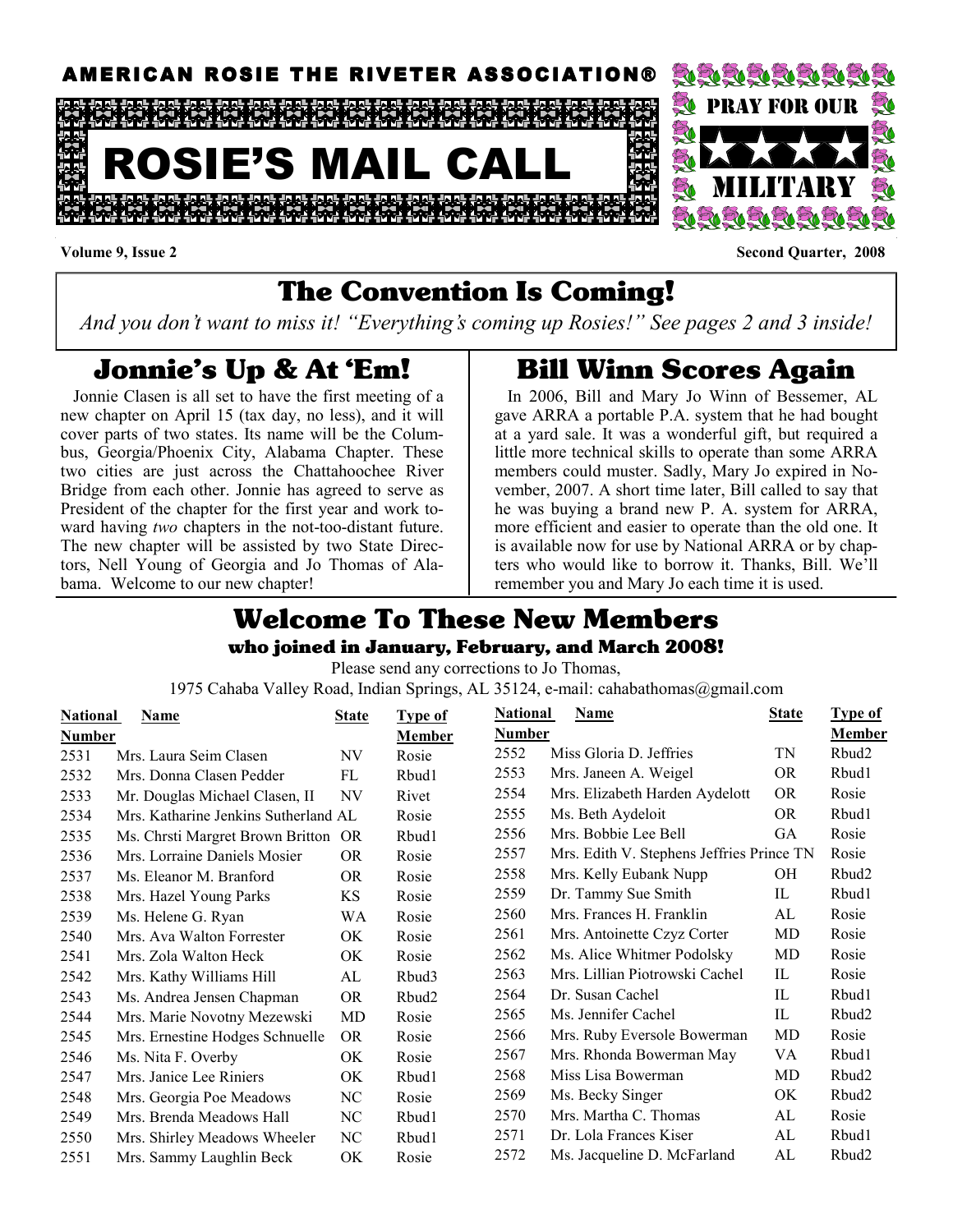AMERICAN ROSIE THE RIVETER ASSOCIATION®

# ROSIE'S MAIL CALL

PRAY FOR OUR ★★★★★ MILITARY

**Volume 9, Issue 2** **Second Quarter, 2008**

## The Convention Is Coming!

*And you don't want to miss it! "Everything's coming up Rosies!" See pages 2 and 3 inside!*

## Jonnie's Up & At 'Em!

Jonnie Clasen is all set to have the first meeting of a new chapter on April 15 (tax day, no less), and it will cover parts of two states. Its name will be the Columbus, Georgia/Phoenix City, Alabama Chapter. These two cities are just across the Chattahoochee River Bridge from each other. Jonnie has agreed to serve as President of the chapter for the first year and work toward having *two* chapters in the not-too-distant future. The new chapter will be assisted by two State Directors, Nell Young of Georgia and Jo Thomas of Alabama. Welcome to our new chapter!

## Bill Winn Scores Again

In 2006, Bill and Mary Jo Winn of Bessemer, AL gave ARRA a portable P.A. system that he had bought at a yard sale. It was a wonderful gift, but required a little more technical skills to operate than some ARRA members could muster. Sadly, Mary Jo expired in November, 2007. A short time later, Bill called to say that he was buying a brand new P. A. system for ARRA, more efficient and easier to operate than the old one. It is available now for use by National ARRA or by chapters who would like to borrow it. Thanks, Bill. We'll remember you and Mary Jo each time it is used.

## Welcome To These New Members

### who joined in January, February, and March 2008!

Please send any corrections to Jo Thomas,
1975 Cahaba Valley Road, Indian Springs, AL 35124, e-mail: cahabathomas@gmail.com

| National Number | Name | State | Type of Member |
|---|---|---|---|
| 2531 | Mrs. Laura Seim Clasen | NV | Rosie |
| 2532 | Mrs. Donna Clasen Pedder | FL | Rbud1 |
| 2533 | Mr. Douglas Michael Clasen, II | NV | Rivet |
| 2534 | Mrs. Katharine Jenkins Sutherland | AL | Rosie |
| 2535 | Ms. Chrsti Margret Brown Britton | OR | Rbud1 |
| 2536 | Mrs. Lorraine Daniels Mosier | OR | Rosie |
| 2537 | Ms. Eleanor M. Branford | OR | Rosie |
| 2538 | Mrs. Hazel Young Parks | KS | Rosie |
| 2539 | Ms. Helene G. Ryan | WA | Rosie |
| 2540 | Mrs. Ava Walton Forrester | OK | Rosie |
| 2541 | Mrs. Zola Walton Heck | OK | Rosie |
| 2542 | Mrs. Kathy Williams Hill | AL | Rbud3 |
| 2543 | Ms. Andrea Jensen Chapman | OR | Rbud2 |
| 2544 | Mrs. Marie Novotny Mezewski | MD | Rosie |
| 2545 | Mrs. Ernestine Hodges Schnuelle | OR | Rosie |
| 2546 | Ms. Nita F. Overby | OK | Rosie |
| 2547 | Mrs. Janice Lee Riniers | OK | Rbud1 |
| 2548 | Mrs. Georgia Poe Meadows | NC | Rosie |
| 2549 | Mrs. Brenda Meadows Hall | NC | Rbud1 |
| 2550 | Mrs. Shirley Meadows Wheeler | NC | Rbud1 |
| 2551 | Mrs. Sammy Laughlin Beck | OK | Rosie |
| 2552 | Miss Gloria D. Jeffries | TN | Rbud2 |
| 2553 | Mrs. Janeen A. Weigel | OR | Rbud1 |
| 2554 | Mrs. Elizabeth Harden Aydelott | OR | Rosie |
| 2555 | Ms. Beth Aydeloit | OR | Rbud1 |
| 2556 | Mrs. Bobbie Lee Bell | GA | Rosie |
| 2557 | Mrs. Edith V. Stephens Jeffries Prince | TN | Rosie |
| 2558 | Mrs. Kelly Eubank Nupp | OH | Rbud2 |
| 2559 | Dr. Tammy Sue Smith | IL | Rbud1 |
| 2560 | Mrs. Frances H. Franklin | AL | Rosie |
| 2561 | Mrs. Antoinette Czyz Corter | MD | Rosie |
| 2562 | Ms. Alice Whitmer Podolsky | MD | Rosie |
| 2563 | Mrs. Lillian Piotrowski Cachel | IL | Rosie |
| 2564 | Dr. Susan Cachel | IL | Rbud1 |
| 2565 | Ms. Jennifer Cachel | IL | Rbud2 |
| 2566 | Mrs. Ruby Eversole Bowerman | MD | Rosie |
| 2567 | Mrs. Rhonda Bowerman May | VA | Rbud1 |
| 2568 | Miss Lisa Bowerman | MD | Rbud2 |
| 2569 | Ms. Becky Singer | OK | Rbud2 |
| 2570 | Mrs. Martha C. Thomas | AL | Rosie |
| 2571 | Dr. Lola Frances Kiser | AL | Rbud1 |
| 2572 | Ms. Jacqueline D. McFarland | AL | Rbud2 |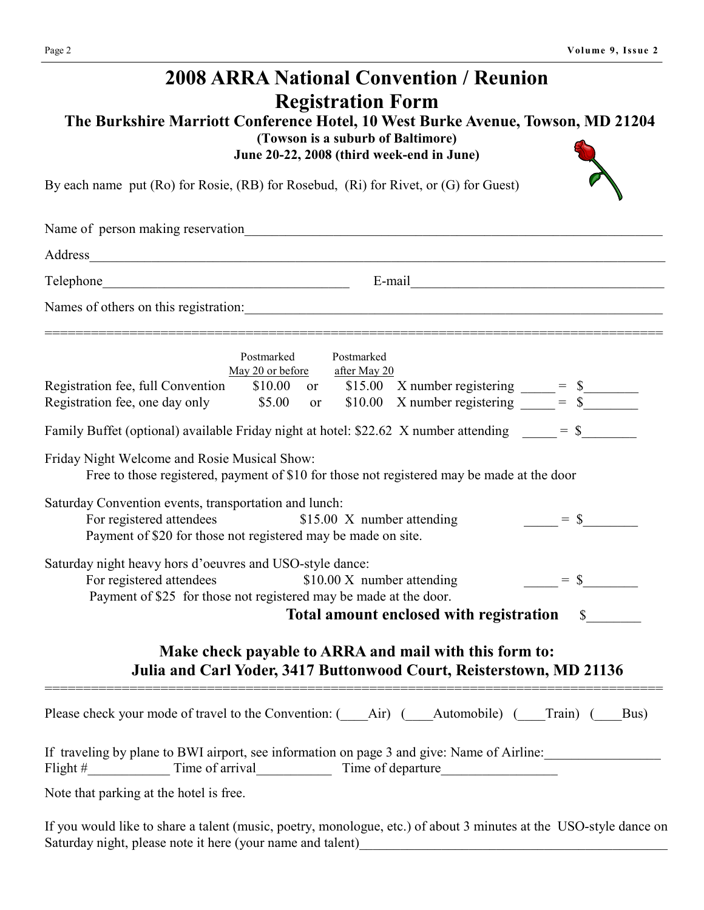# 2008 ARRA National Convention / Reunion Registration Form

## The Burkshire Marriott Conference Hotel, 10 West Burke Avenue, Towson, MD 21204

**(Towson is a suburb of Baltimore)**

**June 20-22, 2008 (third week-end in June)**

By each name put (Ro) for Rosie, (RB) for Rosebud, (Ri) for Rivet, or (G) for Guest)

Name of person making reservation_______________________________________________

Address_______________________________________________________________

Telephone___________________________ E-mail___________________________

Names of others on this registration:______________________________________

===============================================================================

| | Postmarked May 20 or before | | Postmarked after May 20 | | |
|---|---|---|---|---|---|
| Registration fee, full Convention | $10.00 | or | $15.00 | X number registering _____ = | $________ |
| Registration fee, one day only | $5.00 | or | $10.00 | X number registering _____ = | $________ |

Family Buffet (optional) available Friday night at hotel: $22.62 X number attending _____ = $________

Friday Night Welcome and Rosie Musical Show:
Free to those registered, payment of $10 for those not registered may be made at the door

Saturday Convention events, transportation and lunch:
For registered attendees $15.00 X number attending _____ = $________
Payment of $20 for those not registered may be made on site.

Saturday night heavy hors d'oeuvres and USO-style dance:
For registered attendees $10.00 X number attending _____ = $________
Payment of $25 for those not registered may be made at the door.

**Total amount enclosed with registration** $________

### Make check payable to ARRA and mail with this form to: Julia and Carl Yoder, 3417 Buttonwood Court, Reisterstown, MD 21136

===============================================================================

Please check your mode of travel to the Convention: (____Air) (____Automobile) (____Train) (____Bus)

If traveling by plane to BWI airport, see information on page 3 and give: Name of Airline:_________________
Flight #____________ Time of arrival___________ Time of departure_________________

Note that parking at the hotel is free.

If you would like to share a talent (music, poetry, monologue, etc.) of about 3 minutes at the USO-style dance on Saturday night, please note it here (your name and talent)_____________________________________________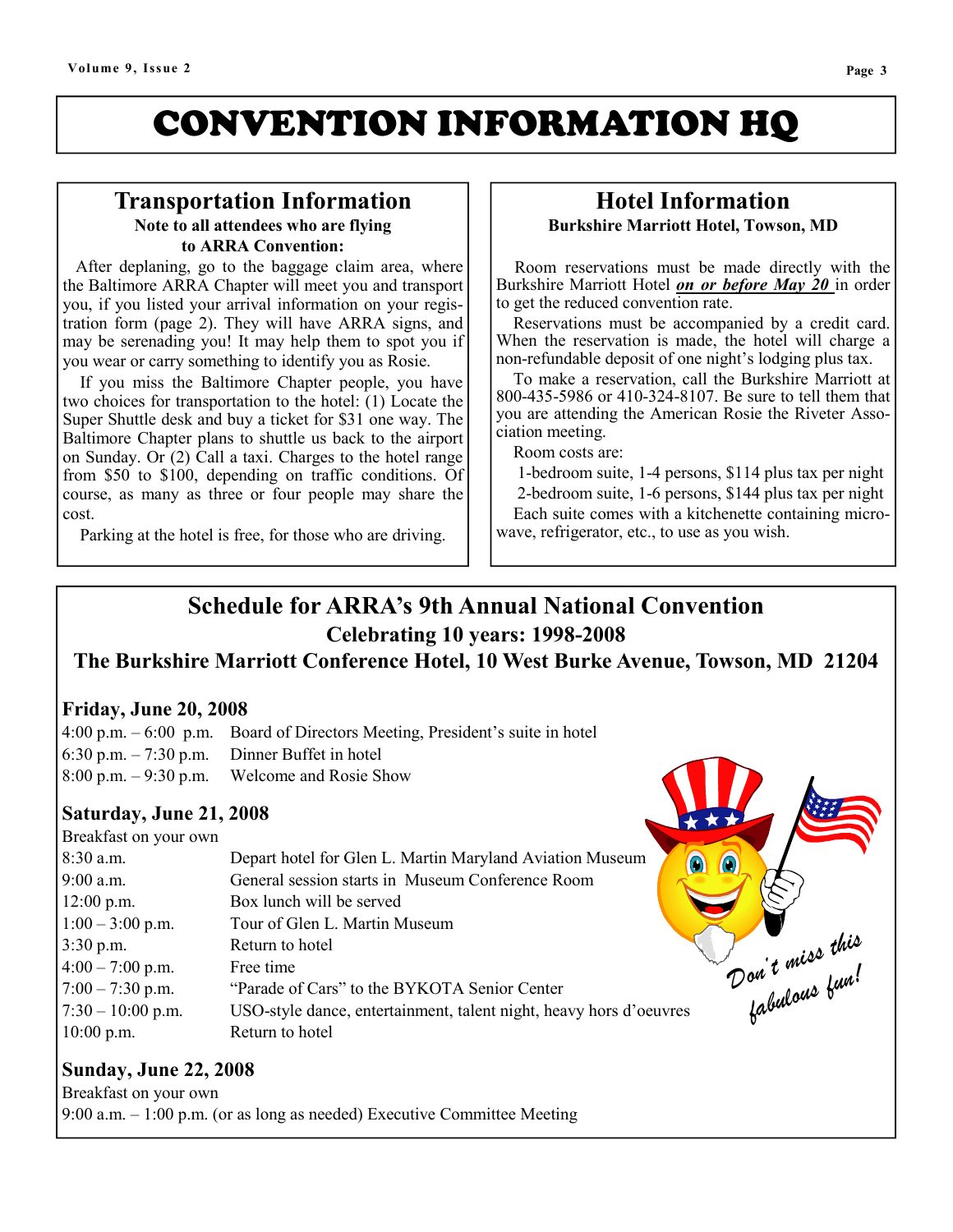# CONVENTION INFORMATION HQ

## Transportation Information

**Note to all attendees who are flying to ARRA Convention:**

After deplaning, go to the baggage claim area, where the Baltimore ARRA Chapter will meet you and transport you, if you listed your arrival information on your registration form (page 2). They will have ARRA signs, and may be serenading you! It may help them to spot you if you wear or carry something to identify you as Rosie.

If you miss the Baltimore Chapter people, you have two choices for transportation to the hotel: (1) Locate the Super Shuttle desk and buy a ticket for $31 one way. The Baltimore Chapter plans to shuttle us back to the airport on Sunday. Or (2) Call a taxi. Charges to the hotel range from $50 to $100, depending on traffic conditions. Of course, as many as three or four people may share the cost.

Parking at the hotel is free, for those who are driving.

## Hotel Information

**Burkshire Marriott Hotel, Towson, MD**

Room reservations must be made directly with the Burkshire Marriott Hotel ***on or before May 20*** in order to get the reduced convention rate.

Reservations must be accompanied by a credit card. When the reservation is made, the hotel will charge a non-refundable deposit of one night's lodging plus tax.

To make a reservation, call the Burkshire Marriott at 800-435-5986 or 410-324-8107. Be sure to tell them that you are attending the American Rosie the Riveter Association meeting.

Room costs are:

1-bedroom suite, 1-4 persons, $114 plus tax per night

2-bedroom suite, 1-6 persons, $144 plus tax per night

Each suite comes with a kitchenette containing microwave, refrigerator, etc., to use as you wish.

## Schedule for ARRA's 9th Annual National Convention

### Celebrating 10 years: 1998-2008

### The Burkshire Marriott Conference Hotel, 10 West Burke Avenue, Towson, MD 21204

**Friday, June 20, 2008**

| | |
|---|---|
| 4:00 p.m. – 6:00 p.m. | Board of Directors Meeting, President's suite in hotel |
| 6:30 p.m. – 7:30 p.m. | Dinner Buffet in hotel |
| 8:00 p.m. – 9:30 p.m. | Welcome and Rosie Show |

**Saturday, June 21, 2008**

Breakfast on your own

| | |
|---|---|
| 8:30 a.m. | Depart hotel for Glen L. Martin Maryland Aviation Museum |
| 9:00 a.m. | General session starts in Museum Conference Room |
| 12:00 p.m. | Box lunch will be served |
| 1:00 – 3:00 p.m. | Tour of Glen L. Martin Museum |
| 3:30 p.m. | Return to hotel |
| 4:00 – 7:00 p.m. | Free time |
| 7:00 – 7:30 p.m. | "Parade of Cars" to the BYKOTA Senior Center |
| 7:30 – 10:00 p.m. | USO-style dance, entertainment, talent night, heavy hors d'oeuvres |
| 10:00 p.m. | Return to hotel |

*Don't miss this fabulous fun!*

**Sunday, June 22, 2008**

Breakfast on your own

9:00 a.m. – 1:00 p.m. (or as long as needed) Executive Committee Meeting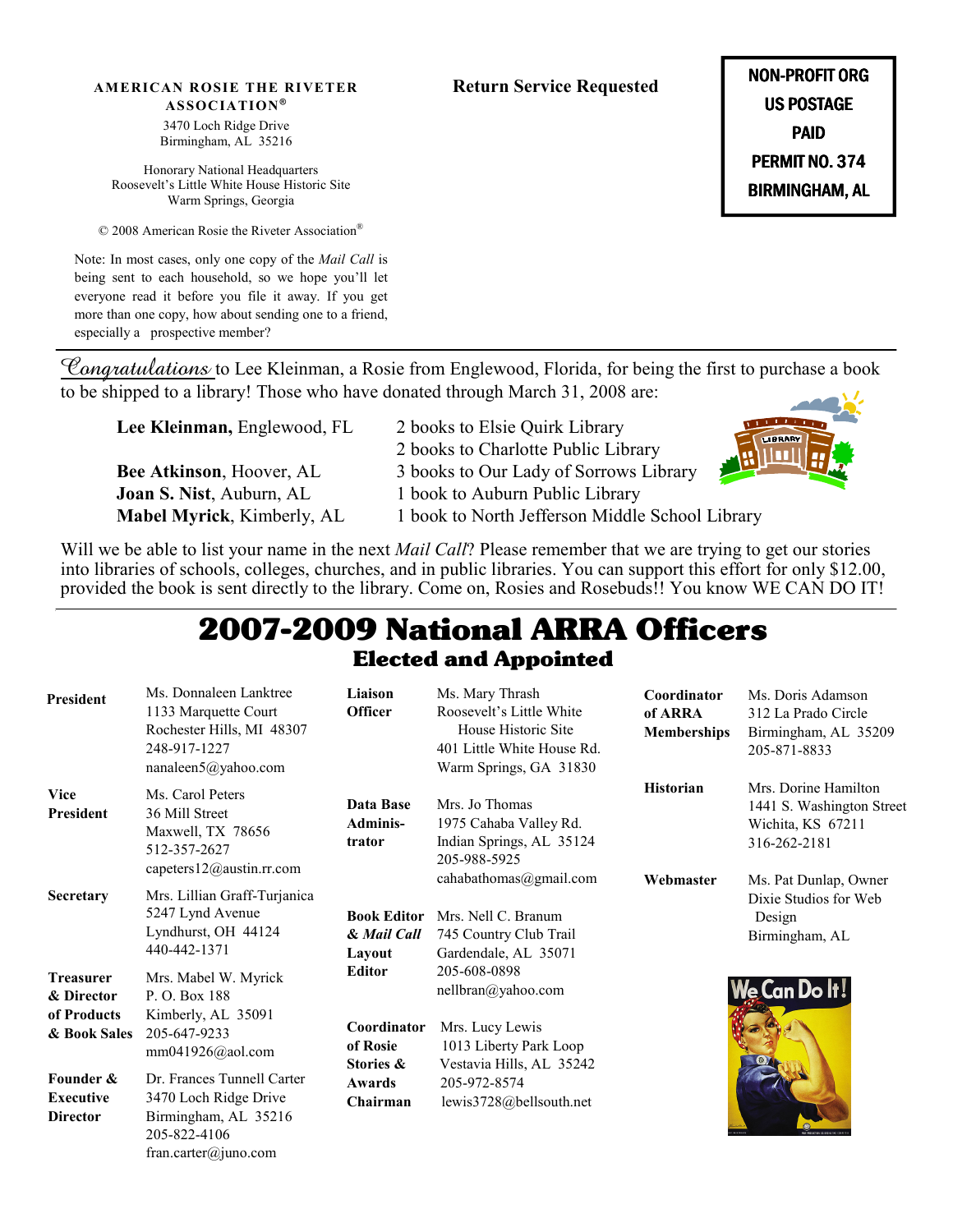**AMERICAN ROSIE THE RIVETER ASSOCIATION®**
3470 Loch Ridge Drive
Birmingham, AL 35216

Honorary National Headquarters
Roosevelt's Little White House Historic Site
Warm Springs, Georgia

© 2008 American Rosie the Riveter Association®

Note: In most cases, only one copy of the *Mail Call* is being sent to each household, so we hope you'll let everyone read it before you file it away. If you get more than one copy, how about sending one to a friend, especially a prospective member?

**Return Service Requested**

**NON-PROFIT ORG**
**US POSTAGE**
**PAID**
**PERMIT NO. 374**
**BIRMINGHAM, AL**

---

*Congratulations* to Lee Kleinman, a Rosie from Englewood, Florida, for being the first to purchase a book to be shipped to a library! Those who have donated through March 31, 2008 are:

| | |
|---|---|
| **Lee Kleinman,** Englewood, FL | 2 books to Elsie Quirk Library |
| | 2 books to Charlotte Public Library |
| **Bee Atkinson**, Hoover, AL | 3 books to Our Lady of Sorrows Library |
| **Joan S. Nist**, Auburn, AL | 1 book to Auburn Public Library |
| **Mabel Myrick**, Kimberly, AL | 1 book to North Jefferson Middle School Library |

Will we be able to list your name in the next *Mail Call*? Please remember that we are trying to get our stories into libraries of schools, colleges, churches, and in public libraries. You can support this effort for only $12.00, provided the book is sent directly to the library. Come on, Rosies and Rosebuds!! You know WE CAN DO IT!

---

# 2007-2009 National ARRA Officers

## Elected and Appointed

**President**
Ms. Donnaleen Lanktree
1133 Marquette Court
Rochester Hills, MI 48307
248-917-1227
nanaleen5@yahoo.com

**Vice President**
Ms. Carol Peters
36 Mill Street
Maxwell, TX 78656
512-357-2627
capeters12@austin.rr.com

**Secretary**
Mrs. Lillian Graff-Turjanica
5247 Lynd Avenue
Lyndhurst, OH 44124
440-442-1371

**Treasurer & Director of Products & Book Sales**
Mrs. Mabel W. Myrick
P. O. Box 188
Kimberly, AL 35091
205-647-9233
mm041926@aol.com

**Founder & Executive Director**
Dr. Frances Tunnell Carter
3470 Loch Ridge Drive
Birmingham, AL 35216
205-822-4106
fran.carter@juno.com

**Liaison Officer**
Ms. Mary Thrash
Roosevelt's Little White House Historic Site
401 Little White House Rd.
Warm Springs, GA 31830

**Data Base Administrator**
Mrs. Jo Thomas
1975 Cahaba Valley Rd.
Indian Springs, AL 35124
205-988-5925
cahabathomas@gmail.com

**Book Editor & *Mail Call* Layout Editor**
Mrs. Nell C. Branum
745 Country Club Trail
Gardendale, AL 35071
205-608-0898
nellbran@yahoo.com

**Coordinator of Rosie Stories & Awards Chairman**
Mrs. Lucy Lewis
1013 Liberty Park Loop
Vestavia Hills, AL 35242
205-972-8574
lewis3728@bellsouth.net

**Coordinator of ARRA Memberships**
Ms. Doris Adamson
312 La Prado Circle
Birmingham, AL 35209
205-871-8833

**Historian**
Mrs. Dorine Hamilton
1441 S. Washington Street
Wichita, KS 67211
316-262-2181

**Webmaster**
Ms. Pat Dunlap, Owner
Dixie Studios for Web Design
Birmingham, AL